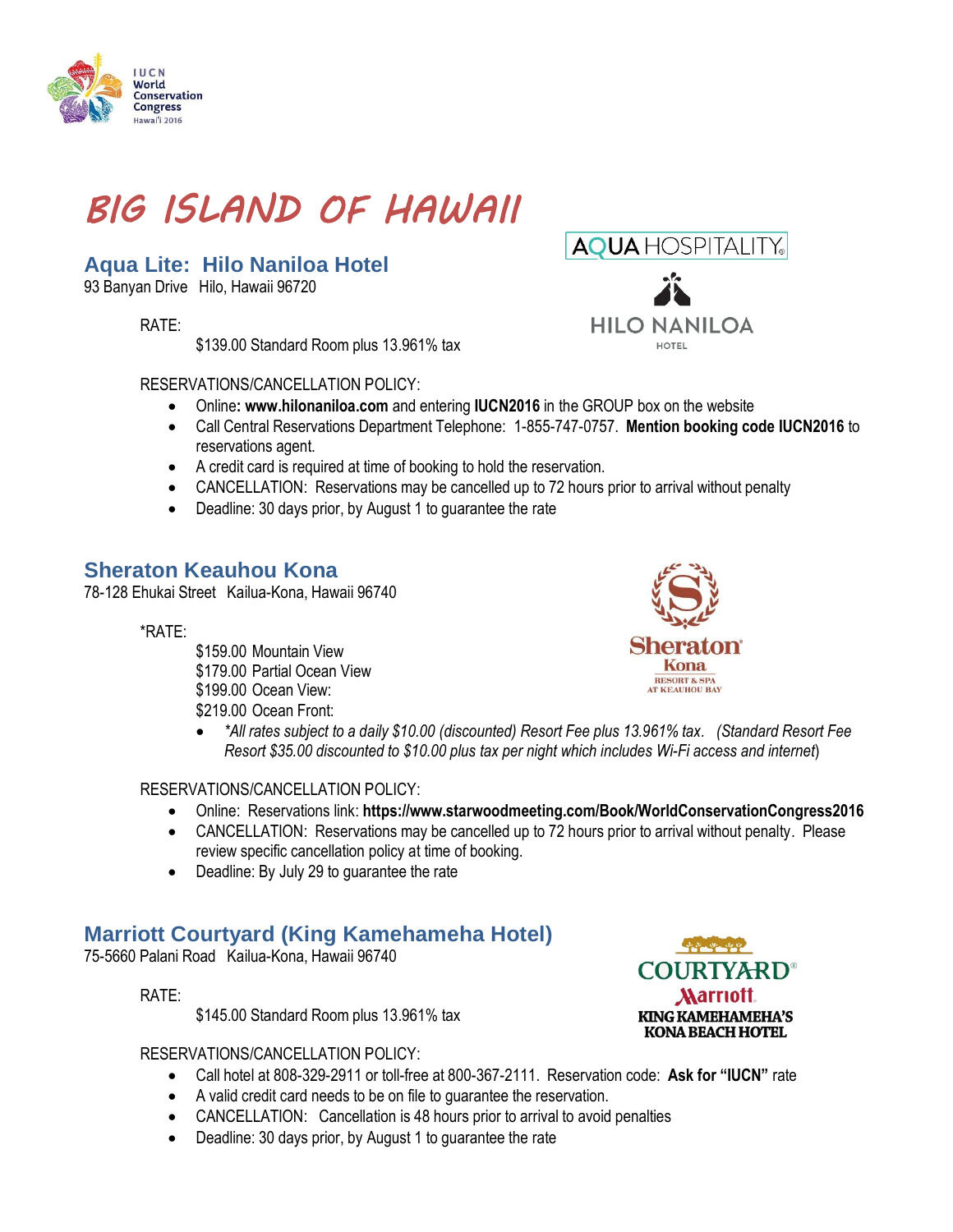# BIG ISLAND OF HAWAII

## Aqua Lite: Hilo Naniloa Hotel

93 Banyan Drive   Hilo, Hawaii 96720

RATE:

$139.00 Standard Room plus 13.961% tax

RESERVATIONS/CANCELLATION POLICY:

- Online**: www.hilonaniloa.com** and entering **IUCN2016** in the GROUP box on the website
- Call Central Reservations Department Telephone: 1-855-747-0757. **Mention booking code IUCN2016** to reservations agent.
- A credit card is required at time of booking to hold the reservation.
- CANCELLATION: Reservations may be cancelled up to 72 hours prior to arrival without penalty
- Deadline: 30 days prior, by August 1 to guarantee the rate

## Sheraton Keauhou Kona

78-128 Ehukai Street   Kailua-Kona, Hawaii 96740

*RATE:

$159.00 Mountain View
$179.00 Partial Ocean View
$199.00 Ocean View:
$219.00 Ocean Front:

- *\*All rates subject to a daily $10.00 (discounted) Resort Fee plus 13.961% tax. (Standard Resort Fee Resort $35.00 discounted to $10.00 plus tax per night which includes Wi-Fi access and internet)*

RESERVATIONS/CANCELLATION POLICY:

- Online: Reservations link: **https://www.starwoodmeeting.com/Book/WorldConservationCongress2016**
- CANCELLATION: Reservations may be cancelled up to 72 hours prior to arrival without penalty. Please review specific cancellation policy at time of booking.
- Deadline: By July 29 to guarantee the rate

## Marriott Courtyard (King Kamehameha Hotel)

75-5660 Palani Road   Kailua-Kona, Hawaii 96740

RATE:

$145.00 Standard Room plus 13.961% tax

RESERVATIONS/CANCELLATION POLICY:

- Call hotel at 808-329-2911 or toll-free at 800-367-2111. Reservation code: **Ask for "IUCN"** rate
- A valid credit card needs to be on file to guarantee the reservation.
- CANCELLATION: Cancellation is 48 hours prior to arrival to avoid penalties
- Deadline: 30 days prior, by August 1 to guarantee the rate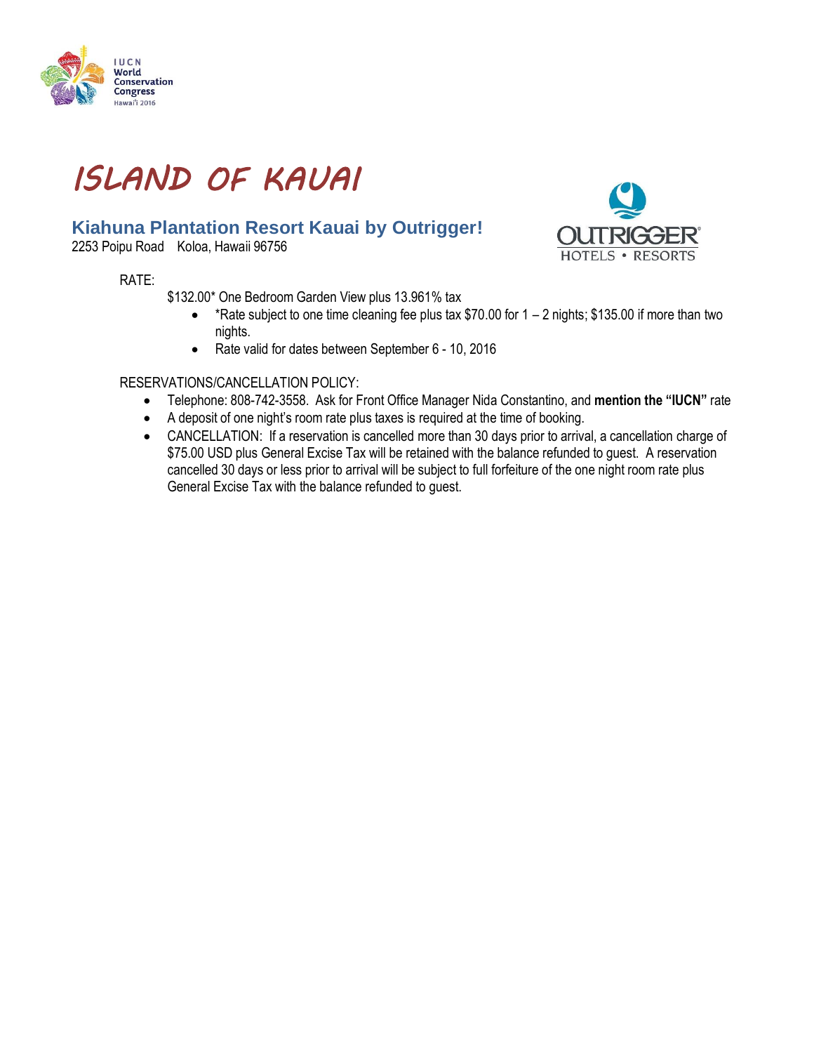# ISLAND OF KAUAI

## Kiahuna Plantation Resort Kauai by Outrigger!

2253 Poipu Road Koloa, Hawaii 96756

RATE:

$132.00* One Bedroom Garden View plus 13.961% tax

- *Rate subject to one time cleaning fee plus tax $70.00 for 1 – 2 nights; $135.00 if more than two nights.
- Rate valid for dates between September 6 - 10, 2016

RESERVATIONS/CANCELLATION POLICY:

- Telephone: 808-742-3558. Ask for Front Office Manager Nida Constantino, and **mention the "IUCN"** rate
- A deposit of one night's room rate plus taxes is required at the time of booking.
- CANCELLATION: If a reservation is cancelled more than 30 days prior to arrival, a cancellation charge of $75.00 USD plus General Excise Tax will be retained with the balance refunded to guest. A reservation cancelled 30 days or less prior to arrival will be subject to full forfeiture of the one night room rate plus General Excise Tax with the balance refunded to guest.